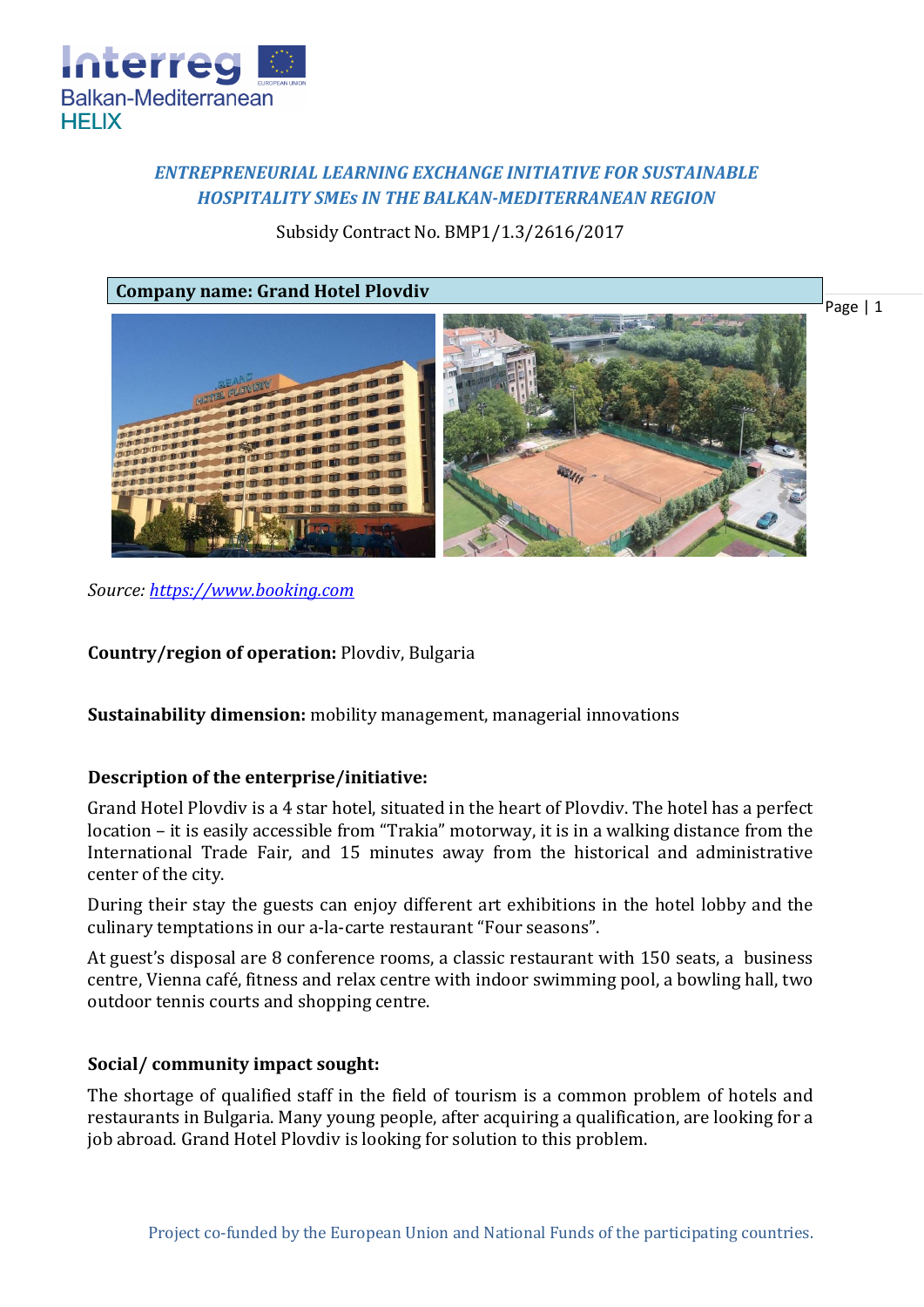*ENTREPRENEURIAL LEARNING EXCHANGE INITIATIVE FOR SUSTAINABLE HOSPITALITY SMEs IN THE BALKAN-MEDITERRANEAN REGION*

Subsidy Contract No. BMP1/1.3/2616/2017

**Company name: Grand Hotel Plovdiv**

*Source: https://www.booking.com*

**Country/region of operation:** Plovdiv, Bulgaria

**Sustainability dimension:** mobility management, managerial innovations

**Description of the enterprise/initiative:**

Grand Hotel Plovdiv is a 4 star hotel, situated in the heart of Plovdiv. The hotel has a perfect location – it is easily accessible from "Trakia" motorway, it is in a walking distance from the International Trade Fair, and 15 minutes away from the historical and administrative center of the city.

During their stay the guests can enjoy different art exhibitions in the hotel lobby and the culinary temptations in our a-la-carte restaurant "Four seasons".

At guest's disposal are 8 conference rooms, a classic restaurant with 150 seats, a business centre, Vienna café, fitness and relax centre with indoor swimming pool, a bowling hall, two outdoor tennis courts and shopping centre.

**Social/ community impact sought:**

The shortage of qualified staff in the field of tourism is a common problem of hotels and restaurants in Bulgaria. Many young people, after acquiring a qualification, are looking for a job abroad. Grand Hotel Plovdiv is looking for solution to this problem.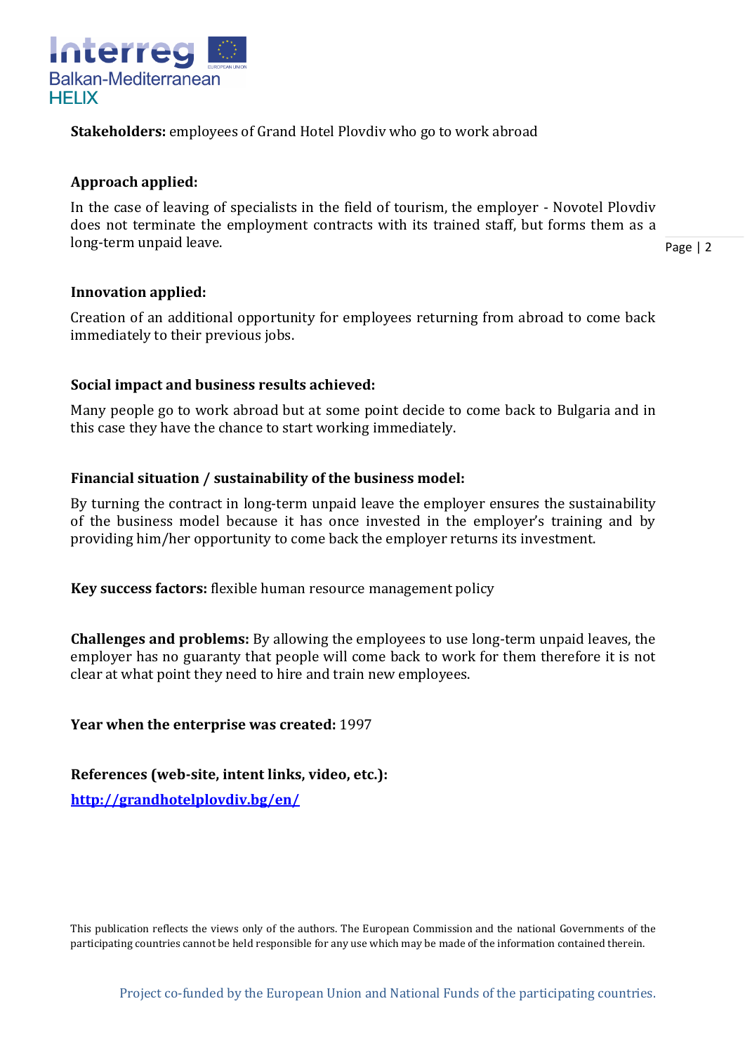**Stakeholders:** employees of Grand Hotel Plovdiv who go to work abroad

**Approach applied:**

In the case of leaving of specialists in the field of tourism, the employer - Novotel Plovdiv does not terminate the employment contracts with its trained staff, but forms them as a long-term unpaid leave.

**Innovation applied:**

Creation of an additional opportunity for employees returning from abroad to come back immediately to their previous jobs.

**Social impact and business results achieved:**

Many people go to work abroad but at some point decide to come back to Bulgaria and in this case they have the chance to start working immediately.

**Financial situation / sustainability of the business model:**

By turning the contract in long-term unpaid leave the employer ensures the sustainability of the business model because it has once invested in the employer's training and by providing him/her opportunity to come back the employer returns its investment.

**Key success factors:** flexible human resource management policy

**Challenges and problems:** By allowing the employees to use long-term unpaid leaves, the employer has no guaranty that people will come back to work for them therefore it is not clear at what point they need to hire and train new employees.

**Year when the enterprise was created:** 1997

**References (web-site, intent links, video, etc.):**

[http://grandhotelplovdiv.bg/en/](http://grandhotelplovdiv.bg/en/)

This publication reflects the views only of the authors. The European Commission and the national Governments of the participating countries cannot be held responsible for any use which may be made of the information contained therein.

Project co-funded by the European Union and National Funds of the participating countries.